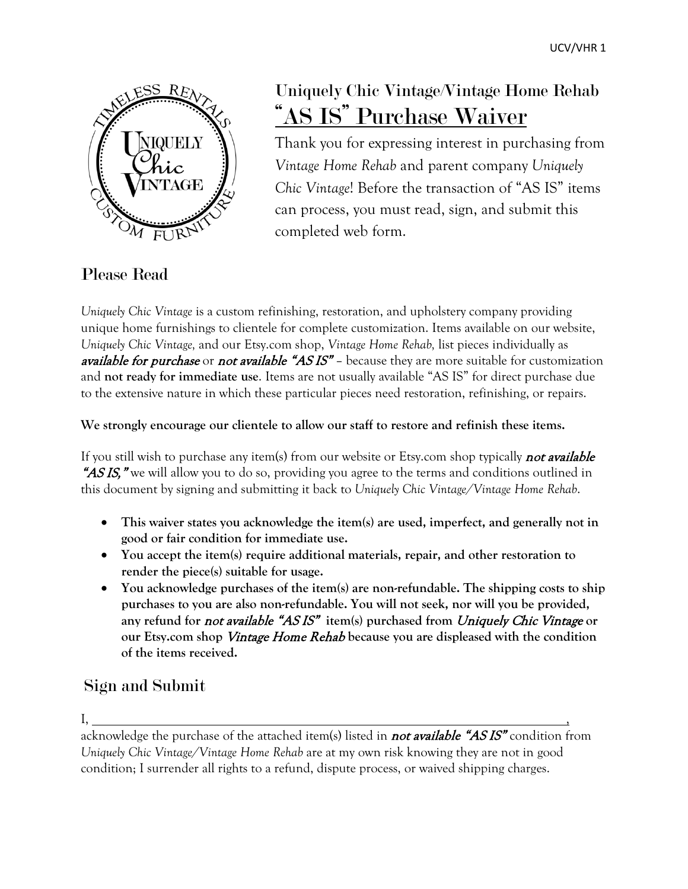# Uniquely Chic Vintage/Vintage Home Rehab

# "AS IS" Purchase Waiver

Thank you for expressing interest in purchasing from *Vintage Home Rehab* and parent company *Uniquely Chic Vintage*! Before the transaction of "AS IS" items can process, you must read, sign, and submit this completed web form.

## Please Read

*Uniquely Chic Vintage* is a custom refinishing, restoration, and upholstery company providing unique home furnishings to clientele for complete customization. Items available on our website, *Uniquely Chic Vintage,* and our Etsy.com shop, *Vintage Home Rehab,* list pieces individually as ***available for purchase*** or ***not available "AS IS"*** – because they are more suitable for customization and **not ready for immediate use**. Items are not usually available "AS IS" for direct purchase due to the extensive nature in which these particular pieces need restoration, refinishing, or repairs.

**We strongly encourage our clientele to allow our staff to restore and refinish these items.**

If you still wish to purchase any item(s) from our website or Etsy.com shop typically ***not available "AS IS,"*** we will allow you to do so, providing you agree to the terms and conditions outlined in this document by signing and submitting it back to *Uniquely Chic Vintage/Vintage Home Rehab*.

- **This waiver states you acknowledge the item(s) are used, imperfect, and generally not in good or fair condition for immediate use.**
- **You accept the item(s) require additional materials, repair, and other restoration to render the piece(s) suitable for usage.**
- **You acknowledge purchases of the item(s) are non-refundable. The shipping costs to ship purchases to you are also non-refundable. You will not seek, nor will you be provided, any refund for *not available "AS IS"* item(s) purchased from *Uniquely Chic Vintage* or our Etsy.com shop *Vintage Home Rehab* because you are displeased with the condition of the items received.**

## Sign and Submit

I, ______________________________________________________________________________,
acknowledge the purchase of the attached item(s) listed in ***not available "AS IS"*** condition from *Uniquely Chic Vintage/Vintage Home Rehab* are at my own risk knowing they are not in good condition; I surrender all rights to a refund, dispute process, or waived shipping charges.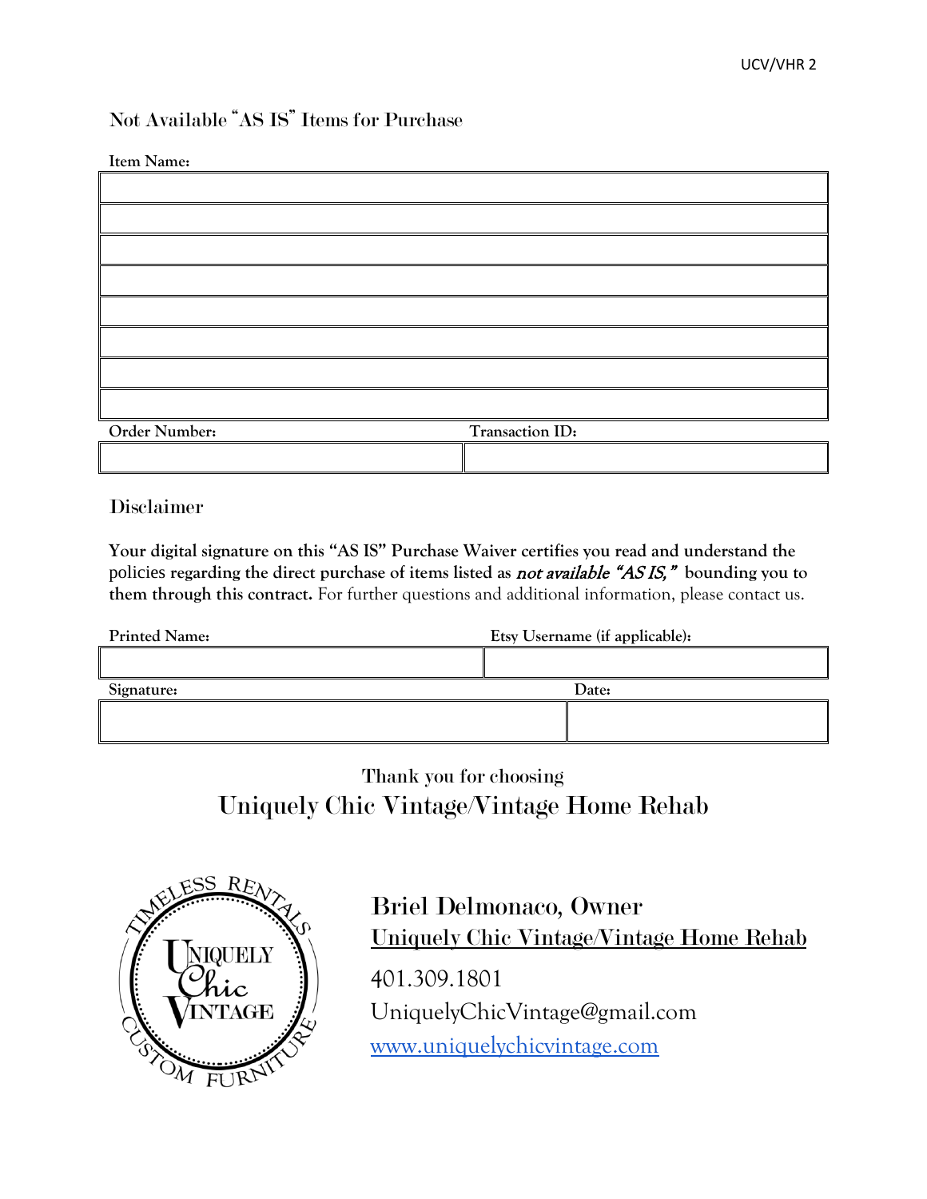## Not Available "AS IS" Items for Purchase

**Item Name:**

| |
|---|
| |
| |
| |
| |
| |
| |
| |
| |

| Order Number: | Transaction ID: |
|---|---|
| | |

## Disclaimer

**Your digital signature on this "AS IS" Purchase Waiver certifies you read and understand the policies regarding the direct purchase of items listed as *not available "AS IS,"* bounding you to them through this contract.** For further questions and additional information, please contact us.

| Printed Name: | Etsy Username (if applicable): |
|---|---|
| | |

| Signature: | Date: |
|---|---|
| | |

Thank you for choosing
Uniquely Chic Vintage/Vintage Home Rehab

Timeless Rentals
Uniquely Chic Vintage
Custom Furniture

Briel Delmonaco, Owner
Uniquely Chic Vintage/Vintage Home Rehab

401.309.1801
UniquelyChicVintage@gmail.com
www.uniquelychicvintage.com